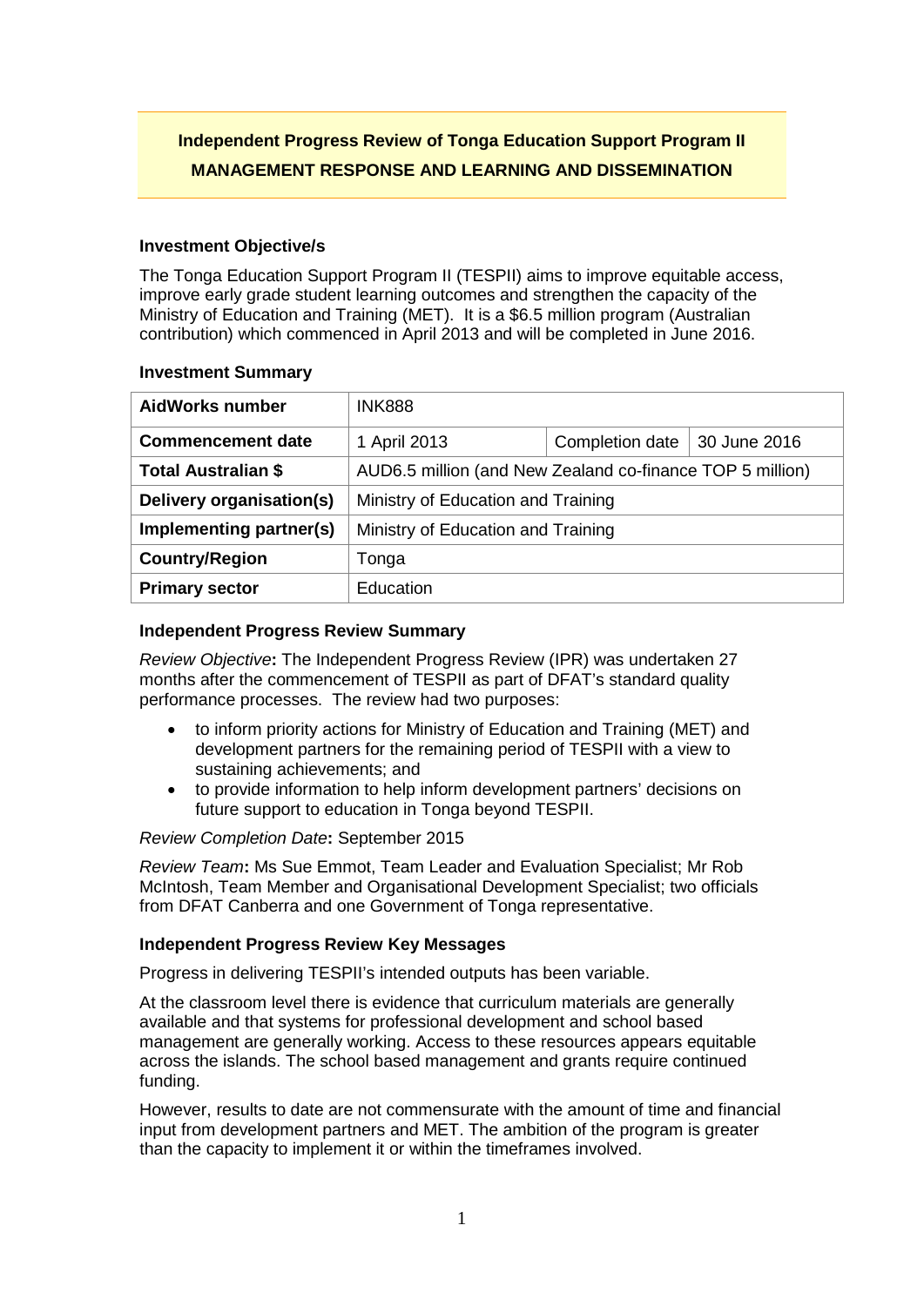# Independent Progress Review of Tonga Education Support Program II

## MANAGEMENT RESPONSE AND LEARNING AND DISSEMINATION

### Investment Objective/s

The Tonga Education Support Program II (TESPII) aims to improve equitable access, improve early grade student learning outcomes and strengthen the capacity of the Ministry of Education and Training (MET). It is a $6.5 million program (Australian contribution) which commenced in April 2013 and will be completed in June 2016.

### Investment Summary

| **AidWorks number** | INK888 | | |
|---|---|---|---|
| **Commencement date** | 1 April 2013 | Completion date | 30 June 2016 |
| **Total Australian $** | AUD6.5 million (and New Zealand co-finance TOP 5 million) | | |
| **Delivery organisation(s)** | Ministry of Education and Training | | |
| **Implementing partner(s)** | Ministry of Education and Training | | |
| **Country/Region** | Tonga | | |
| **Primary sector** | Education | | |

### Independent Progress Review Summary

*Review Objective***:** The Independent Progress Review (IPR) was undertaken 27 months after the commencement of TESPII as part of DFAT's standard quality performance processes. The review had two purposes:

- to inform priority actions for Ministry of Education and Training (MET) and development partners for the remaining period of TESPII with a view to sustaining achievements; and
- to provide information to help inform development partners' decisions on future support to education in Tonga beyond TESPII.

*Review Completion Date***:** September 2015

*Review Team***:** Ms Sue Emmot, Team Leader and Evaluation Specialist; Mr Rob McIntosh, Team Member and Organisational Development Specialist; two officials from DFAT Canberra and one Government of Tonga representative.

### Independent Progress Review Key Messages

Progress in delivering TESPII's intended outputs has been variable.

At the classroom level there is evidence that curriculum materials are generally available and that systems for professional development and school based management are generally working. Access to these resources appears equitable across the islands. The school based management and grants require continued funding.

However, results to date are not commensurate with the amount of time and financial input from development partners and MET. The ambition of the program is greater than the capacity to implement it or within the timeframes involved.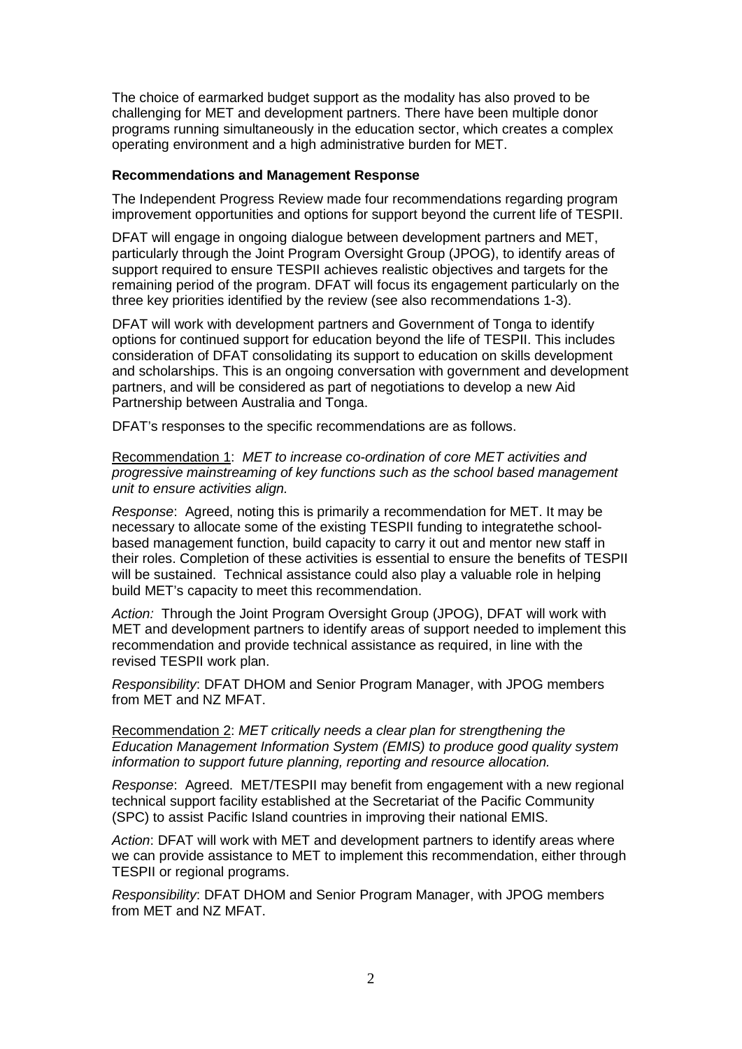The choice of earmarked budget support as the modality has also proved to be challenging for MET and development partners. There have been multiple donor programs running simultaneously in the education sector, which creates a complex operating environment and a high administrative burden for MET.

**Recommendations and Management Response**

The Independent Progress Review made four recommendations regarding program improvement opportunities and options for support beyond the current life of TESPII.

DFAT will engage in ongoing dialogue between development partners and MET, particularly through the Joint Program Oversight Group (JPOG), to identify areas of support required to ensure TESPII achieves realistic objectives and targets for the remaining period of the program. DFAT will focus its engagement particularly on the three key priorities identified by the review (see also recommendations 1-3).

DFAT will work with development partners and Government of Tonga to identify options for continued support for education beyond the life of TESPII. This includes consideration of DFAT consolidating its support to education on skills development and scholarships. This is an ongoing conversation with government and development partners, and will be considered as part of negotiations to develop a new Aid Partnership between Australia and Tonga.

DFAT's responses to the specific recommendations are as follows.

Recommendation 1: *MET to increase co-ordination of core MET activities and progressive mainstreaming of key functions such as the school based management unit to ensure activities align.*

*Response*: Agreed, noting this is primarily a recommendation for MET. It may be necessary to allocate some of the existing TESPII funding to integratethe school-based management function, build capacity to carry it out and mentor new staff in their roles. Completion of these activities is essential to ensure the benefits of TESPII will be sustained. Technical assistance could also play a valuable role in helping build MET's capacity to meet this recommendation.

*Action:* Through the Joint Program Oversight Group (JPOG), DFAT will work with MET and development partners to identify areas of support needed to implement this recommendation and provide technical assistance as required, in line with the revised TESPII work plan.

*Responsibility*: DFAT DHOM and Senior Program Manager, with JPOG members from MET and NZ MFAT.

Recommendation 2: *MET critically needs a clear plan for strengthening the Education Management Information System (EMIS) to produce good quality system information to support future planning, reporting and resource allocation.*

*Response*: Agreed. MET/TESPII may benefit from engagement with a new regional technical support facility established at the Secretariat of the Pacific Community (SPC) to assist Pacific Island countries in improving their national EMIS.

*Action*: DFAT will work with MET and development partners to identify areas where we can provide assistance to MET to implement this recommendation, either through TESPII or regional programs.

*Responsibility*: DFAT DHOM and Senior Program Manager, with JPOG members from MET and NZ MFAT.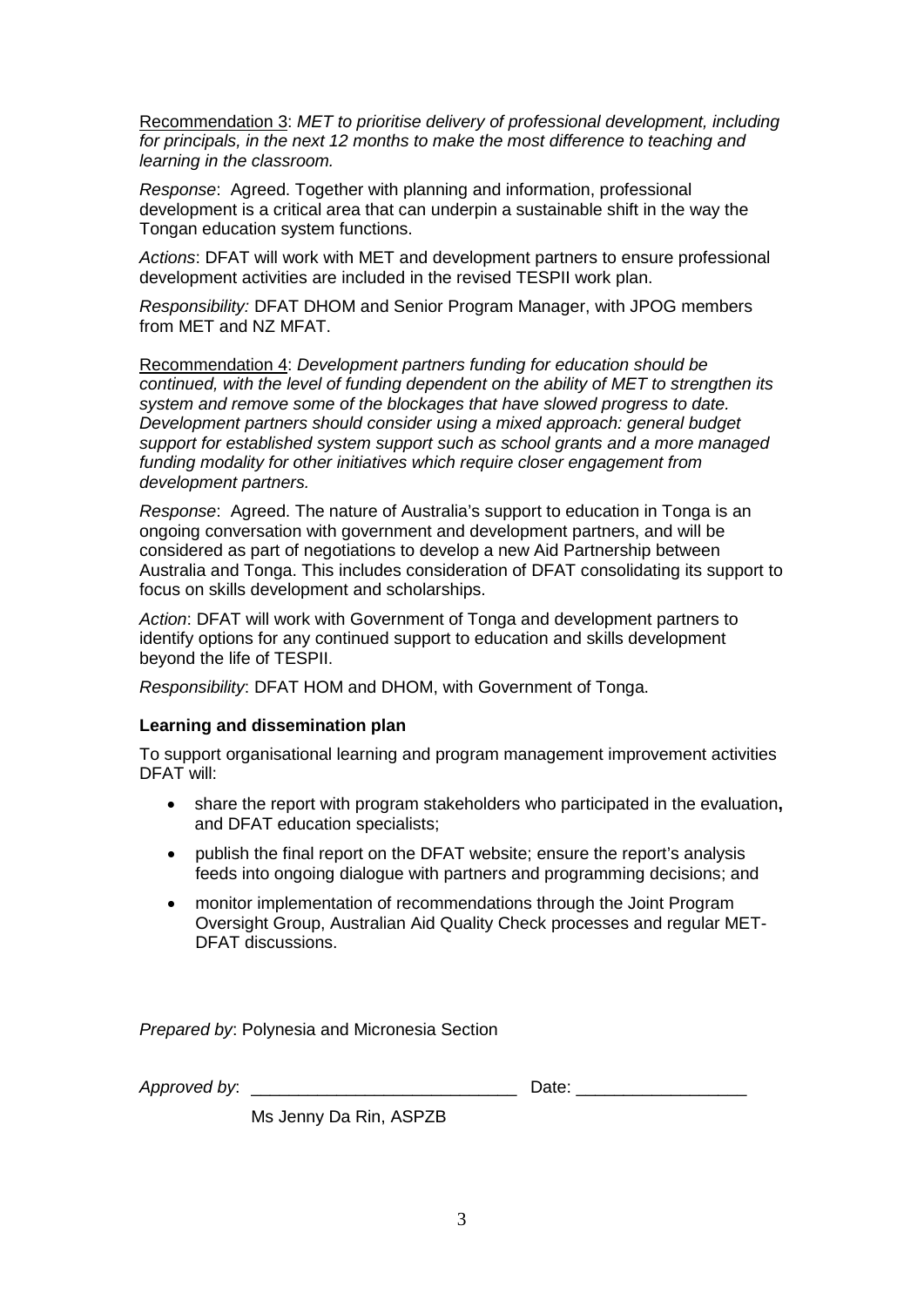Recommendation 3: *MET to prioritise delivery of professional development, including for principals, in the next 12 months to make the most difference to teaching and learning in the classroom.*

*Response*: Agreed. Together with planning and information, professional development is a critical area that can underpin a sustainable shift in the way the Tongan education system functions.

*Actions*: DFAT will work with MET and development partners to ensure professional development activities are included in the revised TESPII work plan.

*Responsibility:* DFAT DHOM and Senior Program Manager, with JPOG members from MET and NZ MFAT.

Recommendation 4: *Development partners funding for education should be continued, with the level of funding dependent on the ability of MET to strengthen its system and remove some of the blockages that have slowed progress to date. Development partners should consider using a mixed approach: general budget support for established system support such as school grants and a more managed funding modality for other initiatives which require closer engagement from development partners.*

*Response*: Agreed. The nature of Australia's support to education in Tonga is an ongoing conversation with government and development partners, and will be considered as part of negotiations to develop a new Aid Partnership between Australia and Tonga. This includes consideration of DFAT consolidating its support to focus on skills development and scholarships.

*Action*: DFAT will work with Government of Tonga and development partners to identify options for any continued support to education and skills development beyond the life of TESPII.

*Responsibility*: DFAT HOM and DHOM, with Government of Tonga.

**Learning and dissemination plan**

To support organisational learning and program management improvement activities DFAT will:

- share the report with program stakeholders who participated in the evaluation**,** and DFAT education specialists;
- publish the final report on the DFAT website; ensure the report's analysis feeds into ongoing dialogue with partners and programming decisions; and
- monitor implementation of recommendations through the Joint Program Oversight Group, Australian Aid Quality Check processes and regular MET-DFAT discussions.

*Prepared by*: Polynesia and Micronesia Section

*Approved by*: ____________________________ Date: __________________

Ms Jenny Da Rin, ASPZB